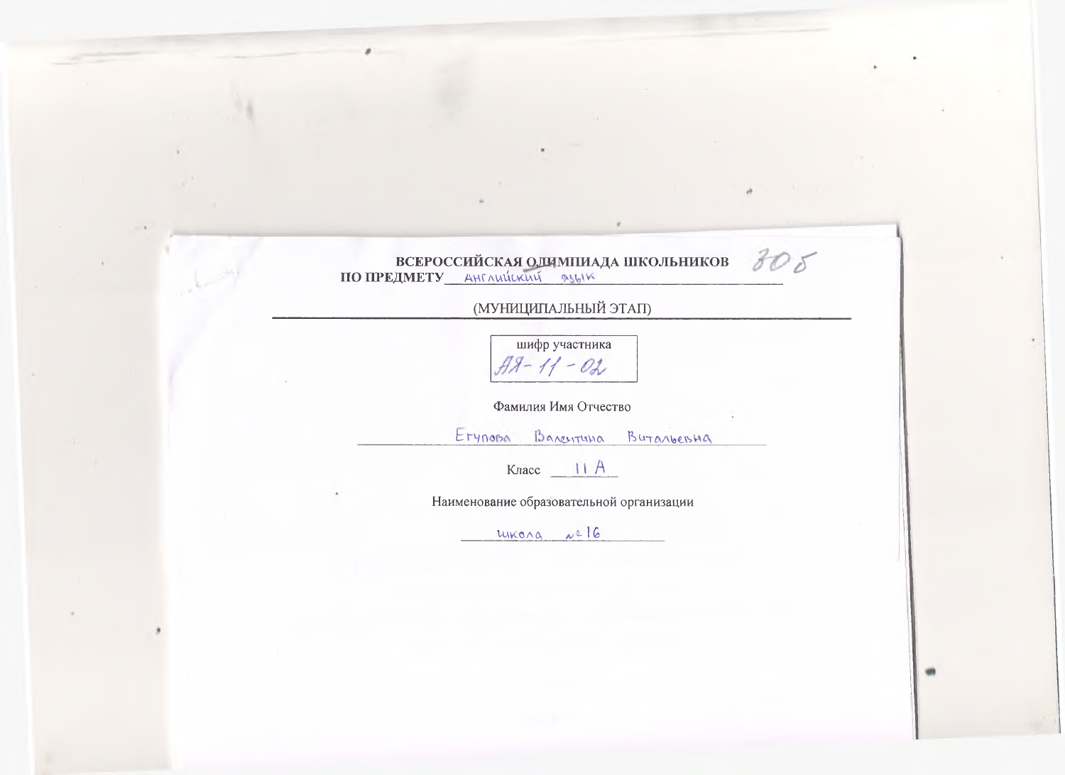**ВСЕРОССИЙСКАЯ ОЛИМПИАДА ШКОЛЬНИКОВ** 80б

**ПО ПРЕДМЕТУ** английский язык

(МУНИЦИПАЛЬНЫЙ ЭТАП)

| шифр участника |
| --- |
| АЯ-11-02 |

Фамилия Имя Отчество

Егупова Валентина Витальевна

Класс 11 А

Наименование образовательной организации

школа №16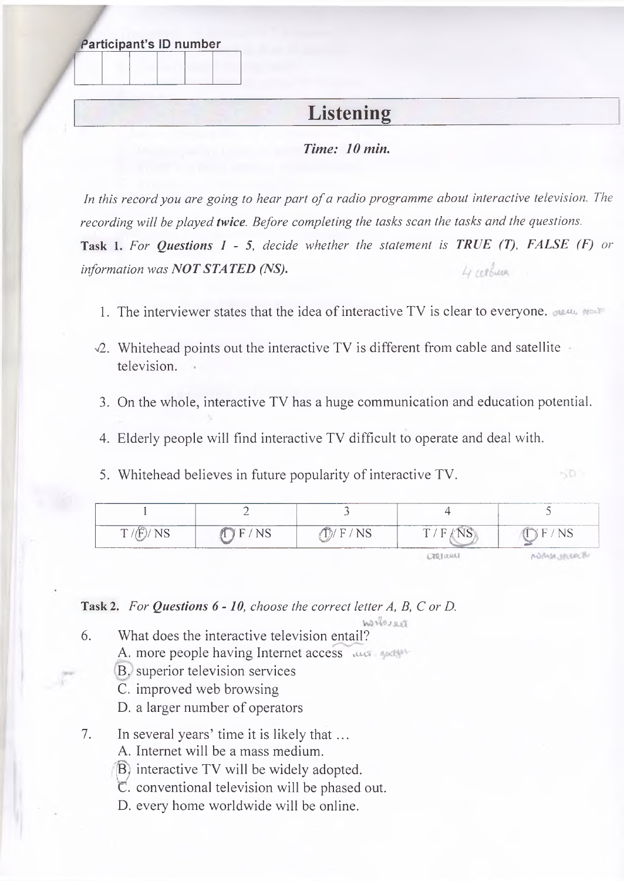Participant's ID number

| | | | | | |
|---|---|---|---|---|---|
| | | | | | |

# Listening

***Time: 10 min.***

*In this record you are going to hear part of a radio programme about interactive television. The recording will be played* ***twice****. Before completing the tasks scan the tasks and the questions.*

**Task 1.** *For* ***Questions 1 - 5****, decide whether the statement is* ***TRUE (T), FALSE (F)*** *or information was* ***NOT STATED (NS).***

1. The interviewer states that the idea of interactive TV is clear to everyone.
2. Whitehead points out the interactive TV is different from cable and satellite television.
3. On the whole, interactive TV has a huge communication and education potential.
4. Elderly people will find interactive TV difficult to operate and deal with.
5. Whitehead believes in future popularity of interactive TV.

| 1 | 2 | 3 | 4 | 5 |
|---|---|---|---|---|
| T / F / NS | T / F / NS | T / F / NS | T / F / NS | T / F / NS |

**Task 2.** *For* ***Questions 6 - 10****, choose the correct letter A, B, C or D.*

6. What does the interactive television entail?
   A. more people having Internet access
   B. superior television services
   C. improved web browsing
   D. a larger number of operators

7. In several years' time it is likely that …
   A. Internet will be a mass medium.
   B. interactive TV will be widely adopted.
   C. conventional television will be phased out.
   D. every home worldwide will be online.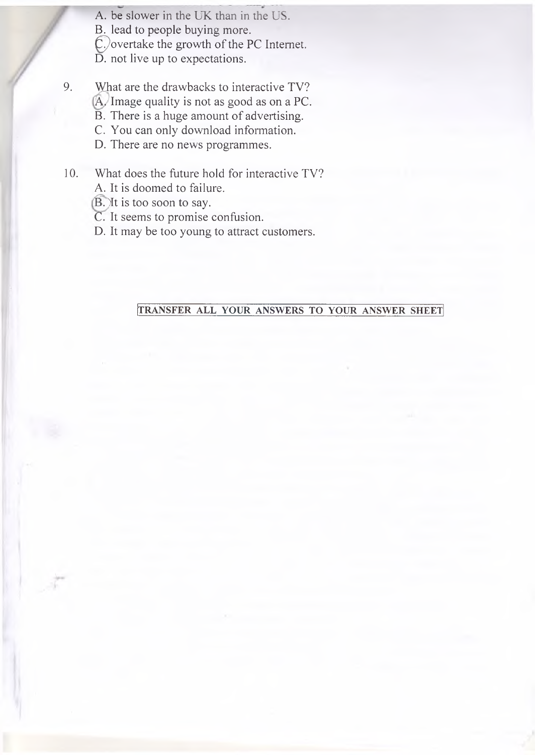A. be slower in the UK than in the US.
B. lead to people buying more.
C. overtake the growth of the PC Internet.
D. not live up to expectations.

9. What are the drawbacks to interactive TV?
   A. Image quality is not as good as on a PC.
   B. There is a huge amount of advertising.
   C. You can only download information.
   D. There are no news programmes.

10. What does the future hold for interactive TV?
    A. It is doomed to failure.
    B. It is too soon to say.
    C. It seems to promise confusion.
    D. It may be too young to attract customers.

**TRANSFER ALL YOUR ANSWERS TO YOUR ANSWER SHEET**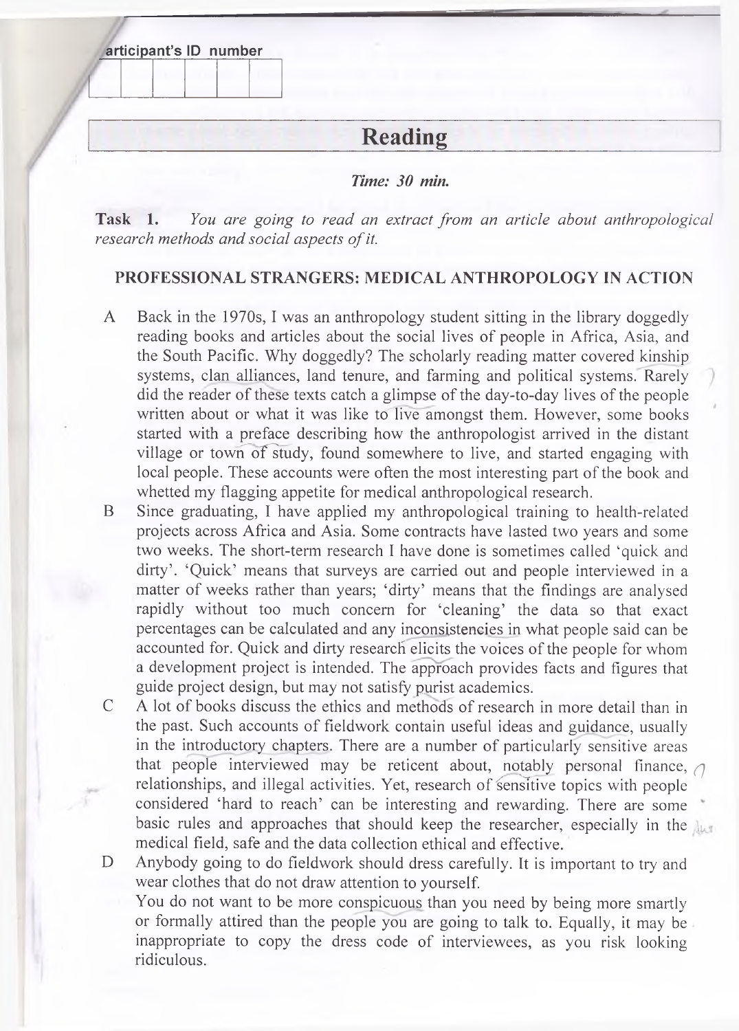Participant's ID number

| | | | | | |
|---|---|---|---|---|---|
| | | | | | |

# Reading

*Time: 30 min.*

**Task 1.** *You are going to read an extract from an article about anthropological research methods and social aspects of it.*

## PROFESSIONAL STRANGERS: MEDICAL ANTHROPOLOGY IN ACTION

A Back in the 1970s, I was an anthropology student sitting in the library doggedly reading books and articles about the social lives of people in Africa, Asia, and the South Pacific. Why doggedly? The scholarly reading matter covered kinship systems, clan alliances, land tenure, and farming and political systems. Rarely did the reader of these texts catch a glimpse of the day-to-day lives of the people written about or what it was like to live amongst them. However, some books started with a preface describing how the anthropologist arrived in the distant village or town of study, found somewhere to live, and started engaging with local people. These accounts were often the most interesting part of the book and whetted my flagging appetite for medical anthropological research.

B Since graduating, I have applied my anthropological training to health-related projects across Africa and Asia. Some contracts have lasted two years and some two weeks. The short-term research I have done is sometimes called 'quick and dirty'. 'Quick' means that surveys are carried out and people interviewed in a matter of weeks rather than years; 'dirty' means that the findings are analysed rapidly without too much concern for 'cleaning' the data so that exact percentages can be calculated and any inconsistencies in what people said can be accounted for. Quick and dirty research elicits the voices of the people for whom a development project is intended. The approach provides facts and figures that guide project design, but may not satisfy purist academics.

C A lot of books discuss the ethics and methods of research in more detail than in the past. Such accounts of fieldwork contain useful ideas and guidance, usually in the introductory chapters. There are a number of particularly sensitive areas that people interviewed may be reticent about, notably personal finance, relationships, and illegal activities. Yet, research of sensitive topics with people considered 'hard to reach' can be interesting and rewarding. There are some basic rules and approaches that should keep the researcher, especially in the medical field, safe and the data collection ethical and effective.

D Anybody going to do fieldwork should dress carefully. It is important to try and wear clothes that do not draw attention to yourself.
You do not want to be more conspicuous than you need by being more smartly or formally attired than the people you are going to talk to. Equally, it may be inappropriate to copy the dress code of interviewees, as you risk looking ridiculous.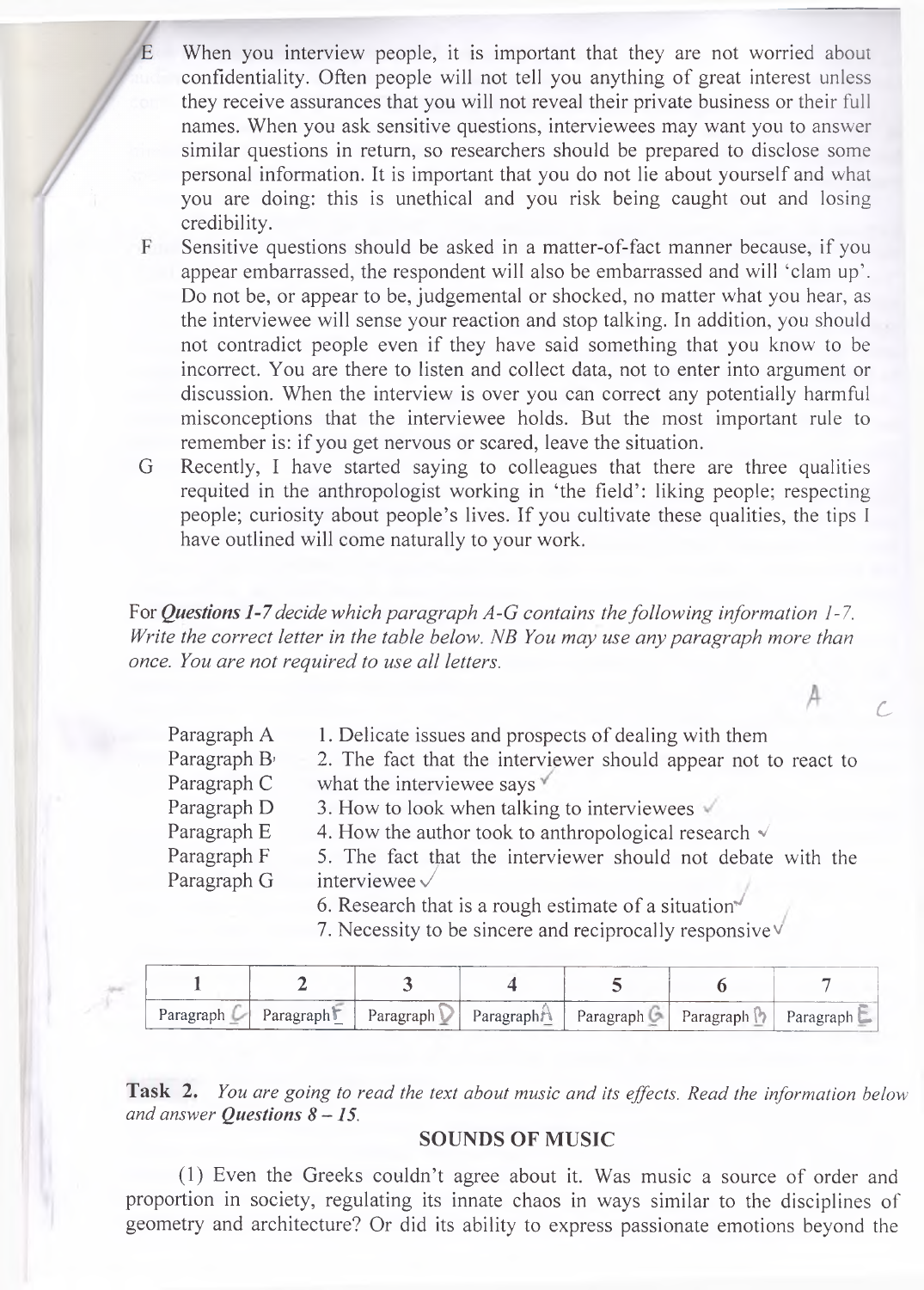E When you interview people, it is important that they are not worried about confidentiality. Often people will not tell you anything of great interest unless they receive assurances that you will not reveal their private business or their full names. When you ask sensitive questions, interviewees may want you to answer similar questions in return, so researchers should be prepared to disclose some personal information. It is important that you do not lie about yourself and what you are doing: this is unethical and you risk being caught out and losing credibility.

F Sensitive questions should be asked in a matter-of-fact manner because, if you appear embarrassed, the respondent will also be embarrassed and will 'clam up'. Do not be, or appear to be, judgemental or shocked, no matter what you hear, as the interviewee will sense your reaction and stop talking. In addition, you should not contradict people even if they have said something that you know to be incorrect. You are there to listen and collect data, not to enter into argument or discussion. When the interview is over you can correct any potentially harmful misconceptions that the interviewee holds. But the most important rule to remember is: if you get nervous or scared, leave the situation.

G Recently, I have started saying to colleagues that there are three qualities requited in the anthropologist working in 'the field': liking people; respecting people; curiosity about people's lives. If you cultivate these qualities, the tips I have outlined will come naturally to your work.

For ***Questions 1-7*** *decide which paragraph A-G contains the following information 1-7. Write the correct letter in the table below. NB You may use any paragraph more than once. You are not required to use all letters.*

Paragraph A
Paragraph B
Paragraph C
Paragraph D
Paragraph E
Paragraph F
Paragraph G

1. Delicate issues and prospects of dealing with them
2. The fact that the interviewer should appear not to react to what the interviewee says
3. How to look when talking to interviewees
4. How the author took to anthropological research
5. The fact that the interviewer should not debate with the interviewee
6. Research that is a rough estimate of a situation
7. Necessity to be sincere and reciprocally responsive

| 1 | 2 | 3 | 4 | 5 | 6 | 7 |
|---|---|---|---|---|---|---|
| Paragraph C | Paragraph F | Paragraph D | Paragraph A | Paragraph G | Paragraph B | Paragraph E |

**Task 2.** *You are going to read the text about music and its effects. Read the information below and answer* ***Questions 8 – 15.***

## SOUNDS OF MUSIC

(1) Even the Greeks couldn't agree about it. Was music a source of order and proportion in society, regulating its innate chaos in ways similar to the disciplines of geometry and architecture? Or did its ability to express passionate emotions beyond the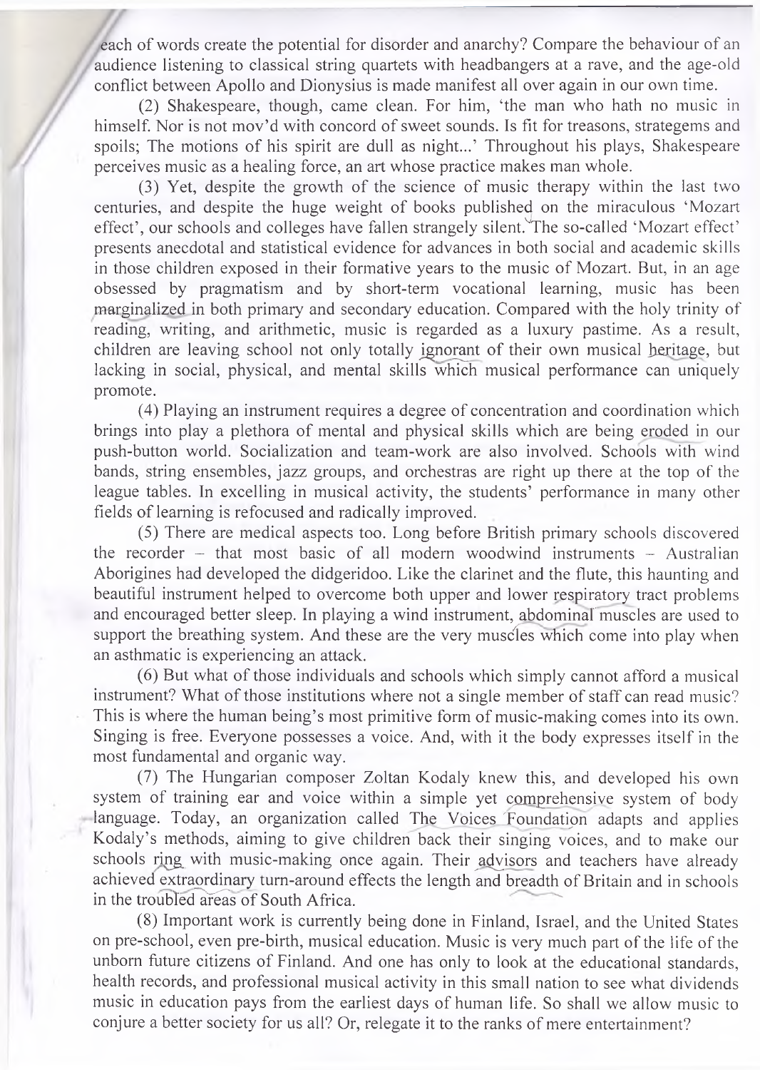each of words create the potential for disorder and anarchy? Compare the behaviour of an audience listening to classical string quartets with headbangers at a rave, and the age-old conflict between Apollo and Dionysius is made manifest all over again in our own time.

(2) Shakespeare, though, came clean. For him, 'the man who hath no music in himself. Nor is not mov'd with concord of sweet sounds. Is fit for treasons, strategems and spoils; The motions of his spirit are dull as night...' Throughout his plays, Shakespeare perceives music as a healing force, an art whose practice makes man whole.

(3) Yet, despite the growth of the science of music therapy within the last two centuries, and despite the huge weight of books published on the miraculous 'Mozart effect', our schools and colleges have fallen strangely silent. The so-called 'Mozart effect' presents anecdotal and statistical evidence for advances in both social and academic skills in those children exposed in their formative years to the music of Mozart. But, in an age obsessed by pragmatism and by short-term vocational learning, music has been marginalized in both primary and secondary education. Compared with the holy trinity of reading, writing, and arithmetic, music is regarded as a luxury pastime. As a result, children are leaving school not only totally ignorant of their own musical heritage, but lacking in social, physical, and mental skills which musical performance can uniquely promote.

(4) Playing an instrument requires a degree of concentration and coordination which brings into play a plethora of mental and physical skills which are being eroded in our push-button world. Socialization and team-work are also involved. Schools with wind bands, string ensembles, jazz groups, and orchestras are right up there at the top of the league tables. In excelling in musical activity, the students' performance in many other fields of learning is refocused and radically improved.

(5) There are medical aspects too. Long before British primary schools discovered the recorder – that most basic of all modern woodwind instruments – Australian Aborigines had developed the didgeridoo. Like the clarinet and the flute, this haunting and beautiful instrument helped to overcome both upper and lower respiratory tract problems and encouraged better sleep. In playing a wind instrument, abdominal muscles are used to support the breathing system. And these are the very muscles which come into play when an asthmatic is experiencing an attack.

(6) But what of those individuals and schools which simply cannot afford a musical instrument? What of those institutions where not a single member of staff can read music? This is where the human being's most primitive form of music-making comes into its own. Singing is free. Everyone possesses a voice. And, with it the body expresses itself in the most fundamental and organic way.

(7) The Hungarian composer Zoltan Kodaly knew this, and developed his own system of training ear and voice within a simple yet comprehensive system of body language. Today, an organization called The Voices Foundation adapts and applies Kodaly's methods, aiming to give children back their singing voices, and to make our schools ring with music-making once again. Their advisors and teachers have already achieved extraordinary turn-around effects the length and breadth of Britain and in schools in the troubled areas of South Africa.

(8) Important work is currently being done in Finland, Israel, and the United States on pre-school, even pre-birth, musical education. Music is very much part of the life of the unborn future citizens of Finland. And one has only to look at the educational standards, health records, and professional musical activity in this small nation to see what dividends music in education pays from the earliest days of human life. So shall we allow music to conjure a better society for us all? Or, relegate it to the ranks of mere entertainment?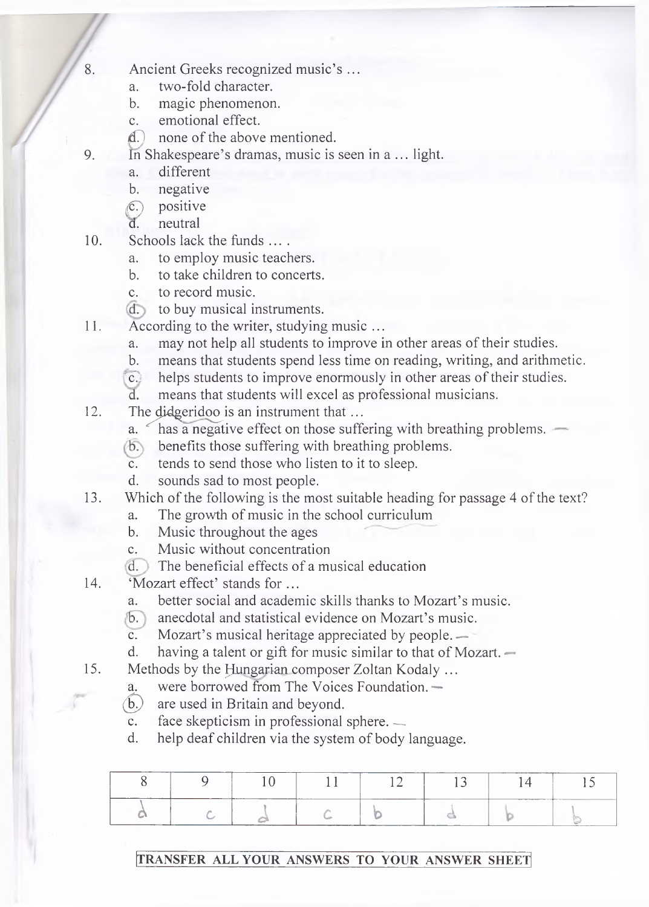8. Ancient Greeks recognized music's …
   a. two-fold character.
   b. magic phenomenon.
   c. emotional effect.
   d. none of the above mentioned.
9. In Shakespeare's dramas, music is seen in a … light.
   a. different
   b. negative
   c. positive
   d. neutral
10. Schools lack the funds … .
    a. to employ music teachers.
    b. to take children to concerts.
    c. to record music.
    d. to buy musical instruments.
11. According to the writer, studying music …
    a. may not help all students to improve in other areas of their studies.
    b. means that students spend less time on reading, writing, and arithmetic.
    c. helps students to improve enormously in other areas of their studies.
    d. means that students will excel as professional musicians.
12. The didgeridoo is an instrument that …
    a. has a negative effect on those suffering with breathing problems.
    b. benefits those suffering with breathing problems.
    c. tends to send those who listen to it to sleep.
    d. sounds sad to most people.
13. Which of the following is the most suitable heading for passage 4 of the text?
    a. The growth of music in the school curriculum
    b. Music throughout the ages
    c. Music without concentration
    d. The beneficial effects of a musical education
14. 'Mozart effect' stands for …
    a. better social and academic skills thanks to Mozart's music.
    b. anecdotal and statistical evidence on Mozart's music.
    c. Mozart's musical heritage appreciated by people.
    d. having a talent or gift for music similar to that of Mozart.
15. Methods by the Hungarian composer Zoltan Kodaly …
    a. were borrowed from The Voices Foundation.
    b. are used in Britain and beyond.
    c. face skepticism in professional sphere.
    d. help deaf children via the system of body language.

| 8 | 9 | 10 | 11 | 12 | 13 | 14 | 15 |
|---|---|---|---|---|---|---|---|
| d | c | d | c | b | d | b | b |

**TRANSFER ALL YOUR ANSWERS TO YOUR ANSWER SHEET**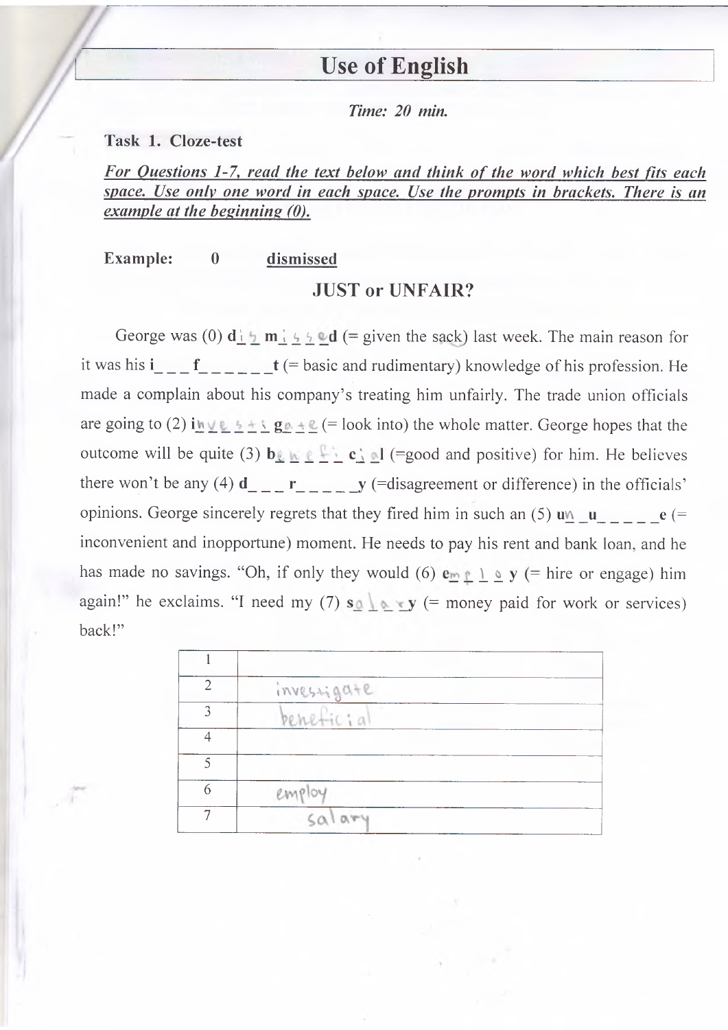# Use of English

*Time: 20 min.*

**Task 1. Cloze-test**

***For Questions 1-7, read the text below and think of the word which best fits each space. Use only one word in each space. Use the prompts in brackets. There is an example at the beginning (0).***

**Example:** **0** **dismissed**

### JUST or UNFAIR?

George was (0) **d**i s **m**i s s e**d** (= given the sack) last week. The main reason for it was his **i**_ _ _ **f**_ _ _ _ _ _**t** (= basic and rudimentary) knowledge of his profession. He made a complain about his company's treating him unfairly. The trade union officials are going to (2) **i**n v e s t i **g**a t e (= look into) the whole matter. George hopes that the outcome will be quite (3) **b**e n e f i **c**i a**l** (=good and positive) for him. He believes there won't be any (4) **d**_ _ _ **r**_ _ _ _ _**y** (=disagreement or difference) in the officials' opinions. George sincerely regrets that they fired him in such an (5) **u**n _**u**_ _ _ _ _**e** (= inconvenient and inopportune) moment. He needs to pay his rent and bank loan, and he has made no savings. "Oh, if only they would (6) **e**m p l o **y** (= hire or engage) him again!" he exclaims. "I need my (7) **s**a l a r**y** (= money paid for work or services) back!"

| | |
|---|---|
| 1 | |
| 2 | investigate |
| 3 | beneficial |
| 4 | |
| 5 | |
| 6 | employ |
| 7 | salary |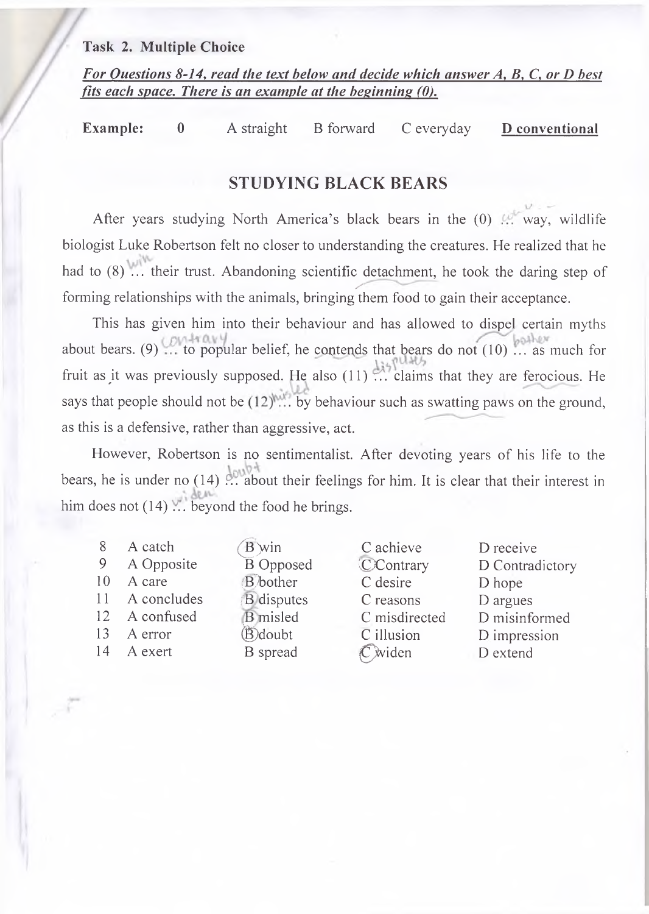**Task 2. Multiple Choice**

***For Questions 8-14, read the text below and decide which answer A, B, C, or D best fits each space. There is an example at the beginning (0).***

**Example:** **0** A straight B forward C everyday **D conventional**

## STUDYING BLACK BEARS

After years studying North America's black bears in the (0) ... way, wildlife biologist Luke Robertson felt no closer to understanding the creatures. He realized that he had to (8) ... their trust. Abandoning scientific detachment, he took the daring step of forming relationships with the animals, bringing them food to gain their acceptance.

This has given him into their behaviour and has allowed to dispel certain myths about bears. (9) ... to popular belief, he contends that bears do not (10) ... as much for fruit as it was previously supposed. He also (11) ... claims that they are ferocious. He says that people should not be (12) ... by behaviour such as swatting paws on the ground, as this is a defensive, rather than aggressive, act.

However, Robertson is no sentimentalist. After devoting years of his life to the bears, he is under no (14) ... about their feelings for him. It is clear that their interest in him does not (14) ... beyond the food he brings.

| | A | B | C | D |
|---|---|---|---|---|
| 8 | A catch | B win | C achieve | D receive |
| 9 | A Opposite | B Opposed | C Contrary | D Contradictory |
| 10 | A care | B bother | C desire | D hope |
| 11 | A concludes | B disputes | C reasons | D argues |
| 12 | A confused | B misled | C misdirected | D misinformed |
| 13 | A error | B doubt | C illusion | D impression |
| 14 | A exert | B spread | C widen | D extend |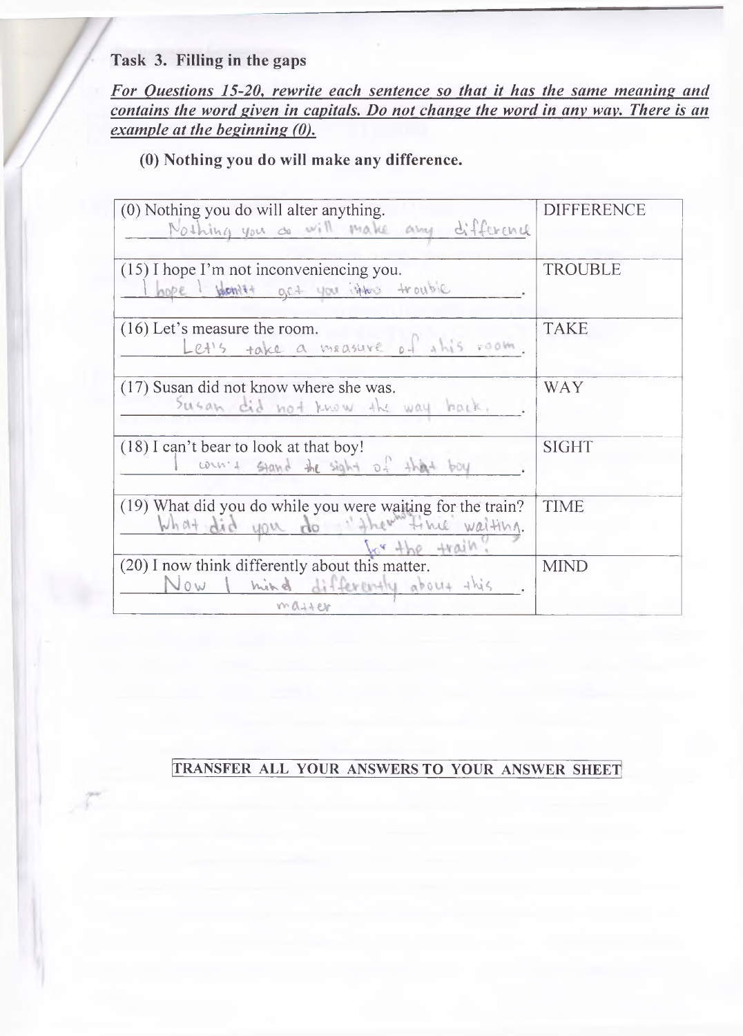## Task 3. Filling in the gaps

***For Questions 15-20, rewrite each sentence so that it has the same meaning and contains the word given in capitals. Do not change the word in any way. There is an example at the beginning (0).***

**(0) Nothing you do will make any difference.**

| | |
|---|---|
| (0) Nothing you do will alter anything.<br>Nothing you do will make any difference | DIFFERENCE |
| (15) I hope I'm not inconveniencing you.<br>I hope I won't get you into trouble. | TROUBLE |
| (16) Let's measure the room.<br>Let's take a measure of this room. | TAKE |
| (17) Susan did not know where she was.<br>Susan did not know the way back. | WAY |
| (18) I can't bear to look at that boy!<br>I can't stand the sight of that boy. | SIGHT |
| (19) What did you do while you were waiting for the train?<br>What did you do when the time waiting for the train? | TIME |
| (20) I now think differently about this matter.<br>Now I mind differently about this matter. | MIND |

TRANSFER ALL YOUR ANSWERS TO YOUR ANSWER SHEET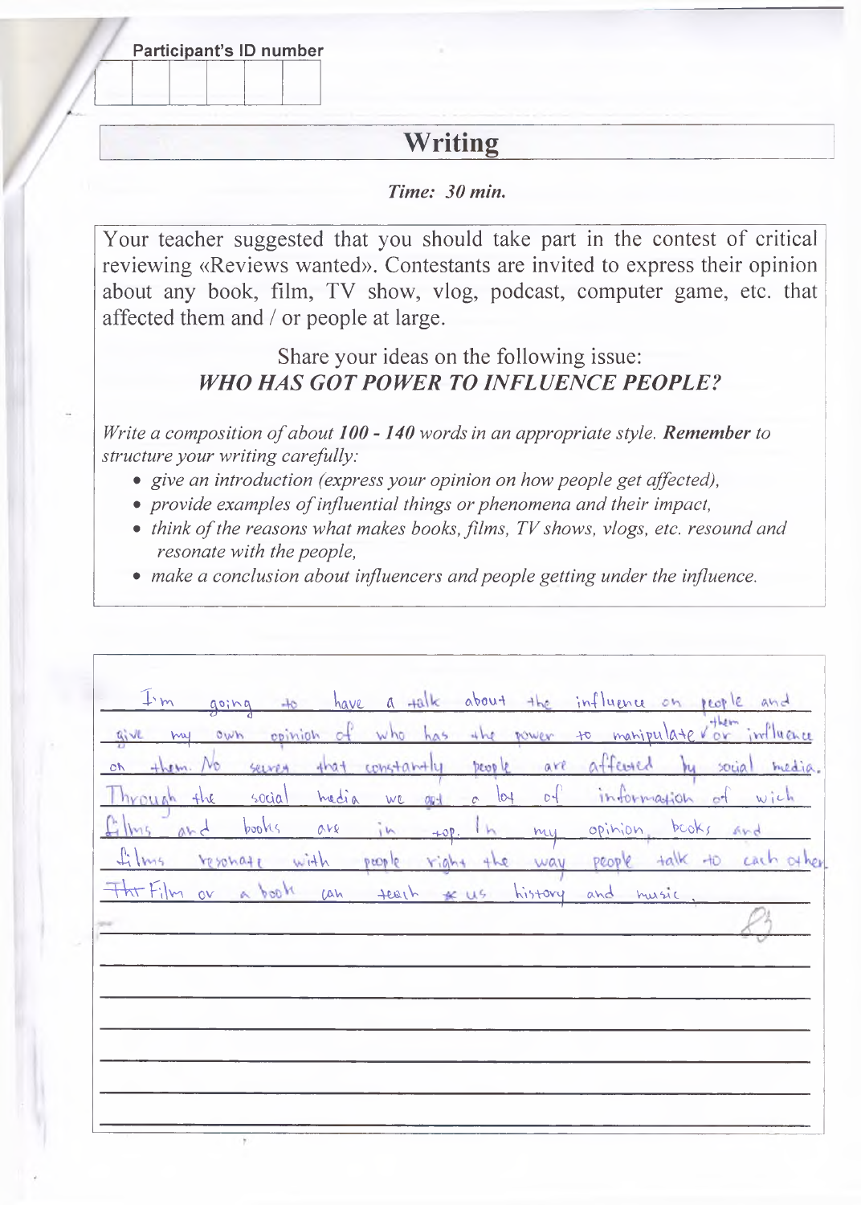Participant's ID number

| | | | | | |
|---|---|---|---|---|---|
| | | | | | |

## Writing

*Time: 30 min.*

Your teacher suggested that you should take part in the contest of critical reviewing «Reviews wanted». Contestants are invited to express their opinion about any book, film, TV show, vlog, podcast, computer game, etc. that affected them and / or people at large.

Share your ideas on the following issue:
***WHO HAS GOT POWER TO INFLUENCE PEOPLE?***

*Write a composition of about **100 - 140** words in an appropriate style. **Remember** to structure your writing carefully:*

- *give an introduction (express your opinion on how people get affected),*
- *provide examples of influential things or phenomena and their impact,*
- *think of the reasons what makes books, films, TV shows, vlogs, etc. resound and resonate with the people,*
- *make a conclusion about influencers and people getting under the influence.*

I'm going to have a talk about the influence on people and give my own opinion of who has the power to manipulate them or influence on them. No secret that constantly people are affected by social media. Through the social media we get a lot of information of wich films and books are in top. In my opinion, books and films resonate with people right the way people talk to each other. The Film or a book can teach us history and music.

83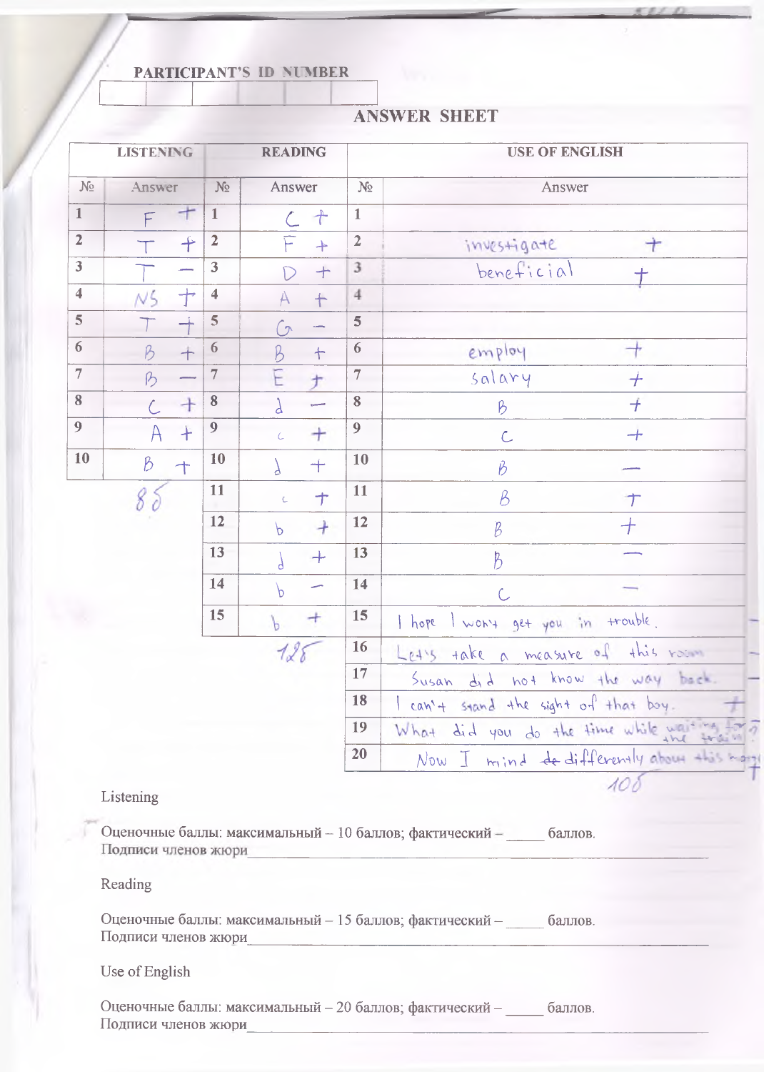**PARTICIPANT'S ID NUMBER**

| | | | | | |
|---|---|---|---|---|---|
| | | | | | |

## ANSWER SHEET

| LISTENING | | READING | | USE OF ENGLISH | |
|---|---|---|---|---|---|
| № | Answer | № | Answer | № | Answer |
| 1 | F + | 1 | C + | 1 | |
| 2 | T + | 2 | F + | 2 | investigate + |
| 3 | T — | 3 | D + | 3 | beneficial + |
| 4 | NS + | 4 | A + | 4 | |
| 5 | T + | 5 | G — | 5 | |
| 6 | B + | 6 | B + | 6 | employ + |
| 7 | B — | 7 | E + | 7 | salary + |
| 8 | C + | 8 | d — | 8 | B + |
| 9 | A + | 9 | c + | 9 | C + |
| 10 | B + | 10 | d + | 10 | B — |
| 8б | | 11 | c + | 11 | B + |
| | | 12 | b + | 12 | B + |
| | | 13 | d + | 13 | B — |
| | | 14 | b — | 14 | C — |
| | | 15 | b + | 15 | I hope I won't get you in trouble. — |
| | | 12б | | 16 | Let's take a measure of this room — |
| | | | | 17 | Susan did not know the way back. — |
| | | | | 18 | I can't stand the sight of that boy. + |
| | | | | 19 | What did you do the time while waiting for the train? |
| | | | | 20 | Now I mind ~~do~~ differently about this ... + |
| | | | | | 10б |

Listening

Оценочные баллы: максимальный – 10 баллов; фактический – _____ баллов.
Подписи членов жюри_______________________________________________

Reading

Оценочные баллы: максимальный – 15 баллов; фактический – _____ баллов.
Подписи членов жюри_______________________________________________

Use of English

Оценочные баллы: максимальный – 20 баллов; фактический – _____ баллов.
Подписи членов жюри_______________________________________________